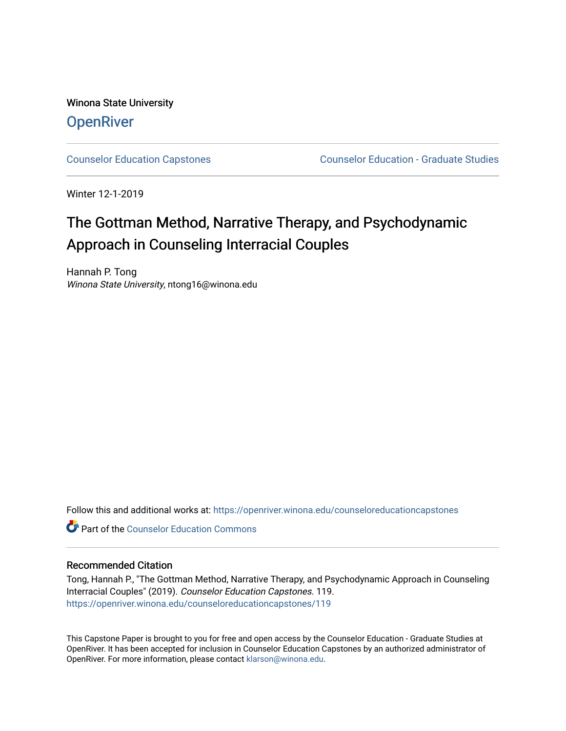Winona State University

**OpenRiver**

Counselor Education Capstones

Counselor Education - Graduate Studies

Winter 12-1-2019

# The Gottman Method, Narrative Therapy, and Psychodynamic Approach in Counseling Interracial Couples

Hannah P. Tong
*Winona State University*, ntong16@winona.edu

Follow this and additional works at: https://openriver.winona.edu/counseloreducationcapstones

Part of the Counselor Education Commons

## Recommended Citation

Tong, Hannah P., "The Gottman Method, Narrative Therapy, and Psychodynamic Approach in Counseling Interracial Couples" (2019). *Counselor Education Capstones*. 119.
https://openriver.winona.edu/counseloreducationcapstones/119

This Capstone Paper is brought to you for free and open access by the Counselor Education - Graduate Studies at OpenRiver. It has been accepted for inclusion in Counselor Education Capstones by an authorized administrator of OpenRiver. For more information, please contact klarson@winona.edu.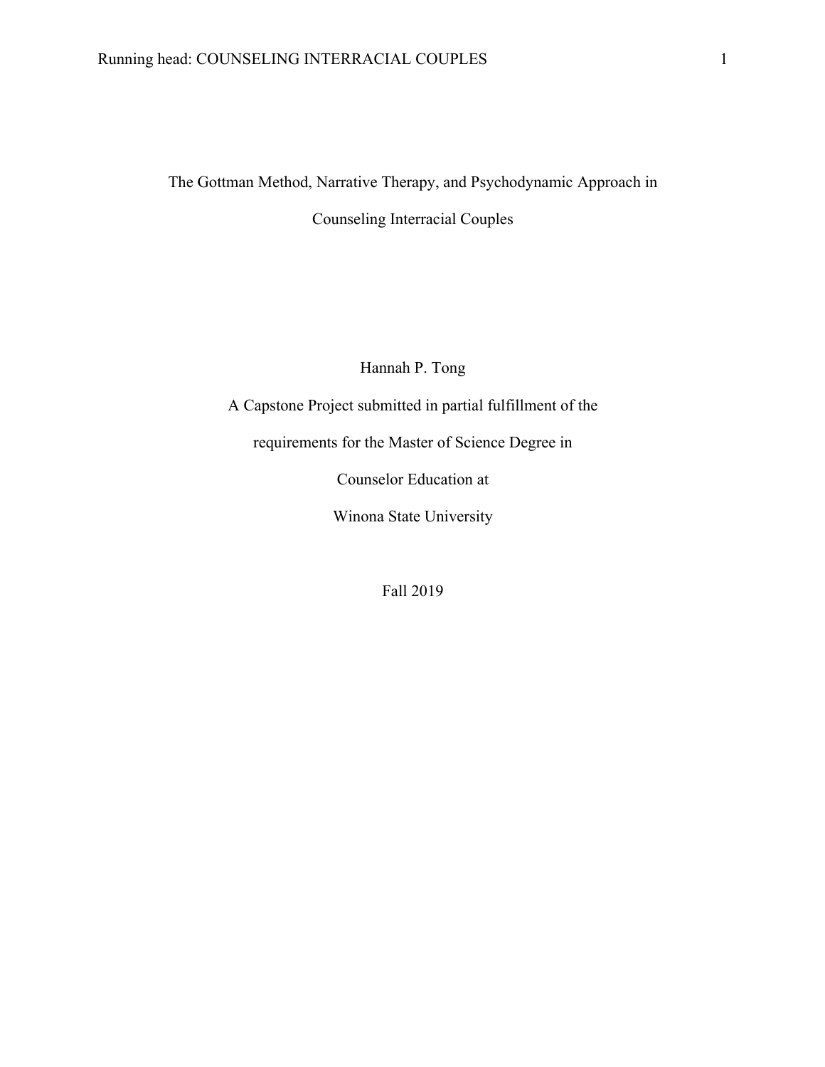# The Gottman Method, Narrative Therapy, and Psychodynamic Approach in Counseling Interracial Couples

Hannah P. Tong

A Capstone Project submitted in partial fulfillment of the requirements for the Master of Science Degree in Counselor Education at Winona State University

Fall 2019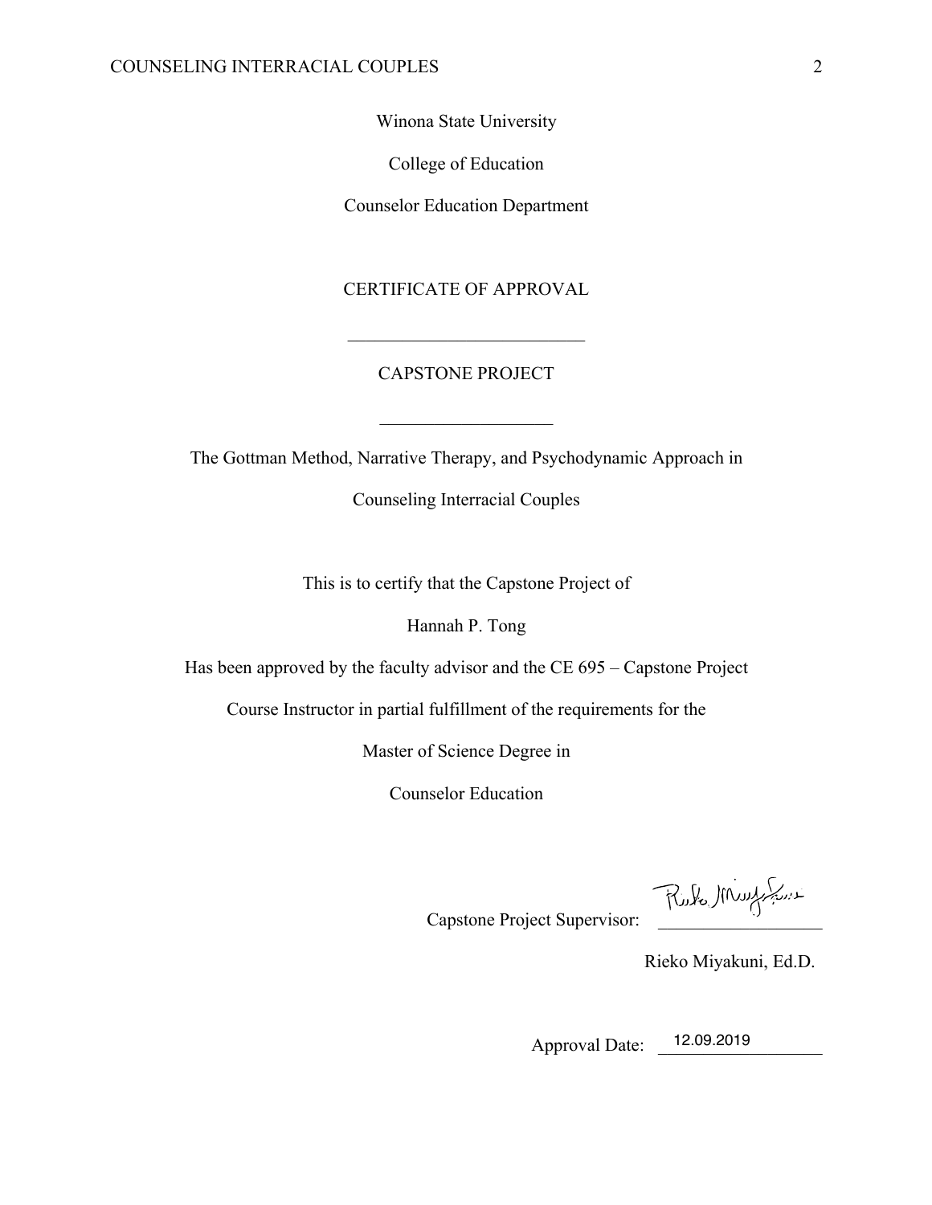Winona State University

College of Education

Counselor Education Department

CERTIFICATE OF APPROVAL

___________________________

CAPSTONE PROJECT

___________________

The Gottman Method, Narrative Therapy, and Psychodynamic Approach in Counseling Interracial Couples

This is to certify that the Capstone Project of

Hannah P. Tong

Has been approved by the faculty advisor and the CE 695 – Capstone Project Course Instructor in partial fulfillment of the requirements for the

Master of Science Degree in

Counselor Education

Capstone Project Supervisor: ___________________

Rieko Miyakuni, Ed.D.

Approval Date: 12.09.2019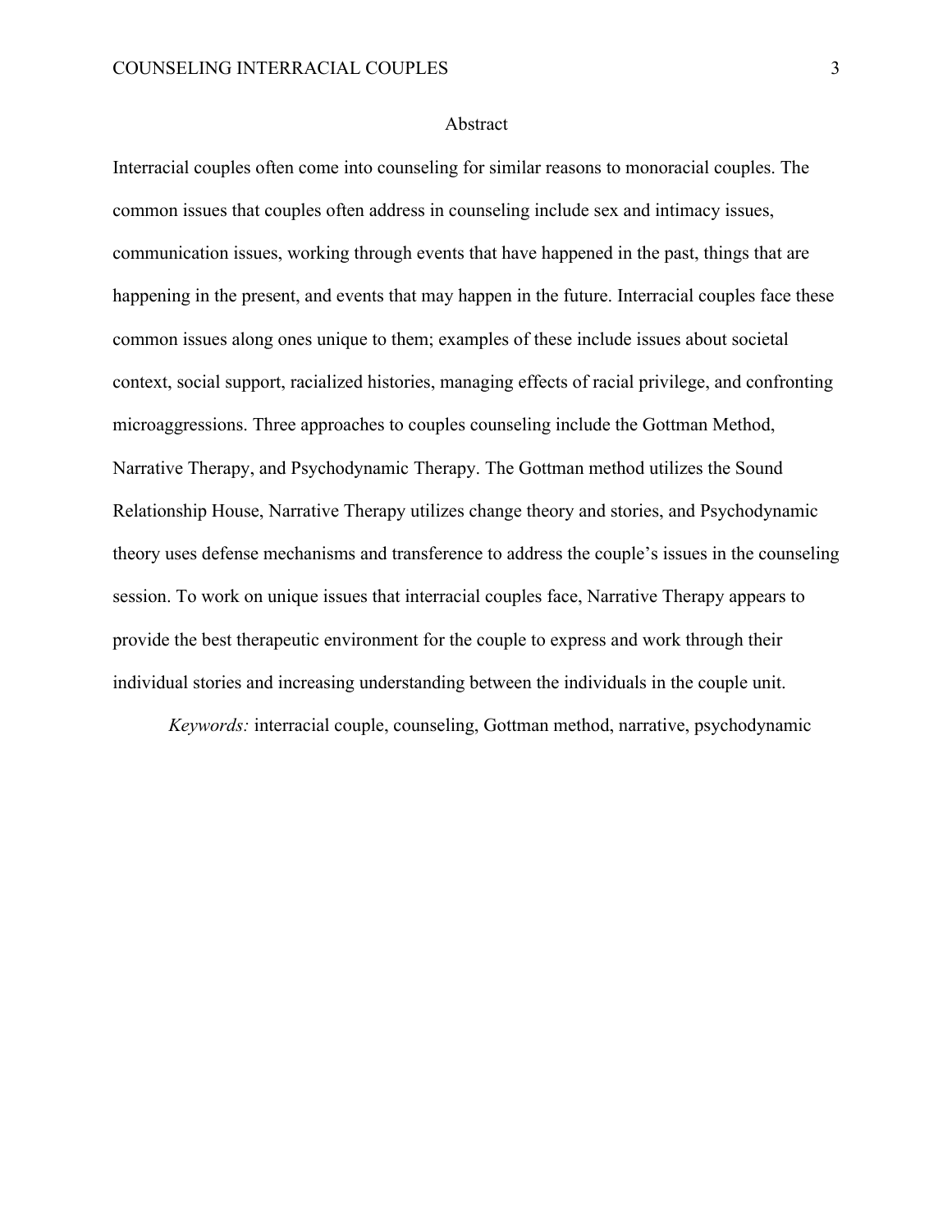# Abstract

Interracial couples often come into counseling for similar reasons to monoracial couples. The common issues that couples often address in counseling include sex and intimacy issues, communication issues, working through events that have happened in the past, things that are happening in the present, and events that may happen in the future. Interracial couples face these common issues along ones unique to them; examples of these include issues about societal context, social support, racialized histories, managing effects of racial privilege, and confronting microaggressions. Three approaches to couples counseling include the Gottman Method, Narrative Therapy, and Psychodynamic Therapy. The Gottman method utilizes the Sound Relationship House, Narrative Therapy utilizes change theory and stories, and Psychodynamic theory uses defense mechanisms and transference to address the couple's issues in the counseling session. To work on unique issues that interracial couples face, Narrative Therapy appears to provide the best therapeutic environment for the couple to express and work through their individual stories and increasing understanding between the individuals in the couple unit.

*Keywords:* interracial couple, counseling, Gottman method, narrative, psychodynamic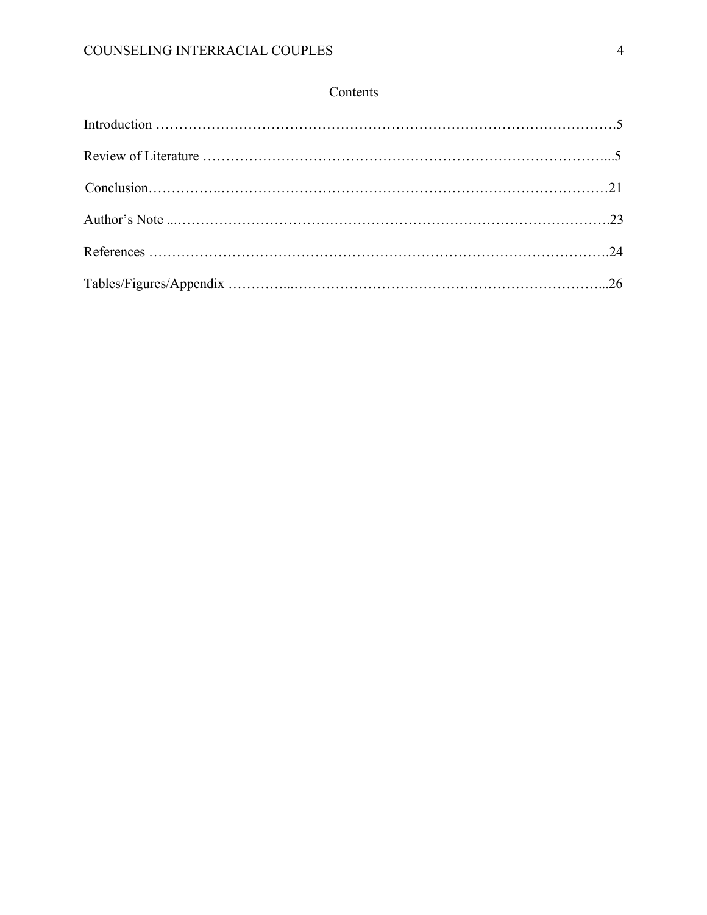# Contents

Introduction ………………………………………………………………………………….5

Review of Literature ………………………………………………………………………...5

Conclusion……………………………………………………………………………………21

Author's Note ...…………………………………………………………………………….23

References …………………………………………………………………………………24

Tables/Figures/Appendix …………...………………………………………………………...26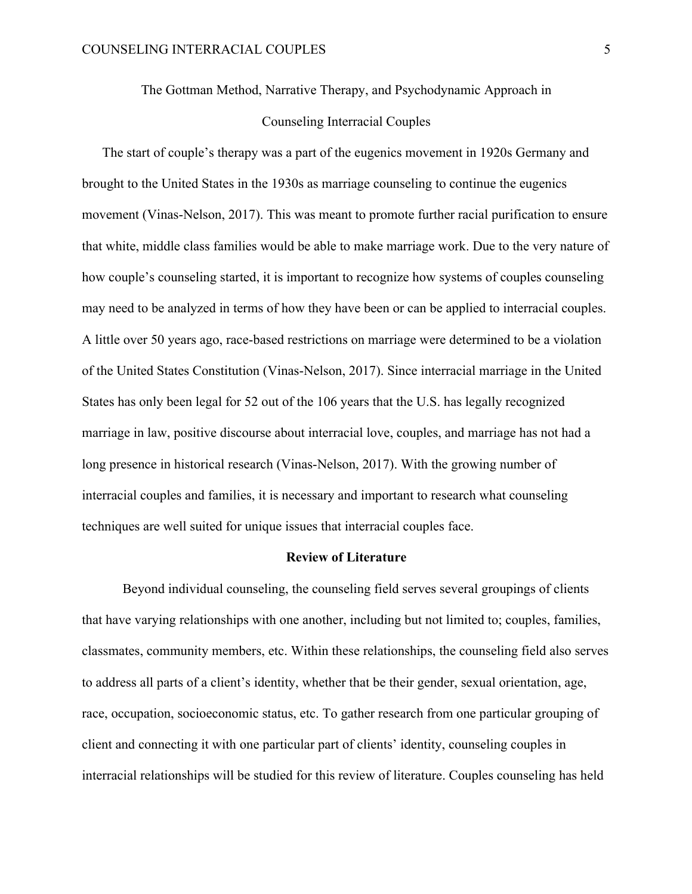The Gottman Method, Narrative Therapy, and Psychodynamic Approach in Counseling Interracial Couples

The start of couple's therapy was a part of the eugenics movement in 1920s Germany and brought to the United States in the 1930s as marriage counseling to continue the eugenics movement (Vinas-Nelson, 2017). This was meant to promote further racial purification to ensure that white, middle class families would be able to make marriage work. Due to the very nature of how couple's counseling started, it is important to recognize how systems of couples counseling may need to be analyzed in terms of how they have been or can be applied to interracial couples. A little over 50 years ago, race-based restrictions on marriage were determined to be a violation of the United States Constitution (Vinas-Nelson, 2017). Since interracial marriage in the United States has only been legal for 52 out of the 106 years that the U.S. has legally recognized marriage in law, positive discourse about interracial love, couples, and marriage has not had a long presence in historical research (Vinas-Nelson, 2017). With the growing number of interracial couples and families, it is necessary and important to research what counseling techniques are well suited for unique issues that interracial couples face.

## Review of Literature

Beyond individual counseling, the counseling field serves several groupings of clients that have varying relationships with one another, including but not limited to; couples, families, classmates, community members, etc. Within these relationships, the counseling field also serves to address all parts of a client's identity, whether that be their gender, sexual orientation, age, race, occupation, socioeconomic status, etc. To gather research from one particular grouping of client and connecting it with one particular part of clients' identity, counseling couples in interracial relationships will be studied for this review of literature. Couples counseling has held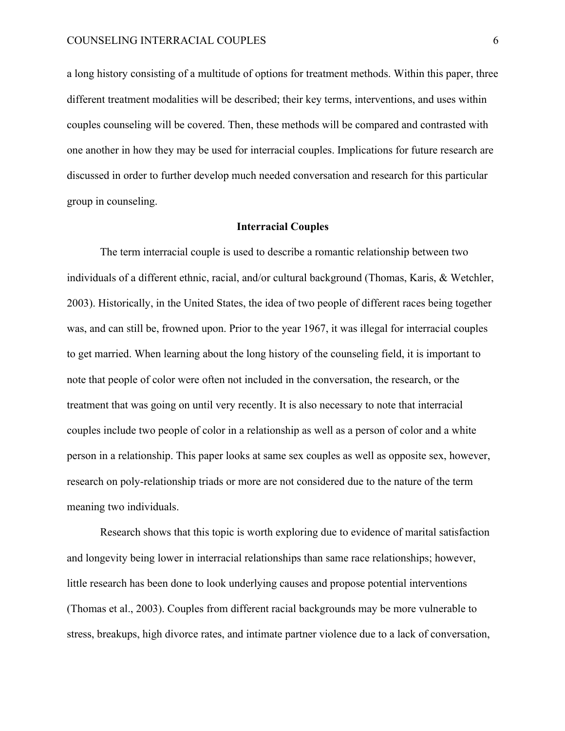a long history consisting of a multitude of options for treatment methods. Within this paper, three different treatment modalities will be described; their key terms, interventions, and uses within couples counseling will be covered. Then, these methods will be compared and contrasted with one another in how they may be used for interracial couples. Implications for future research are discussed in order to further develop much needed conversation and research for this particular group in counseling.

## Interracial Couples

The term interracial couple is used to describe a romantic relationship between two individuals of a different ethnic, racial, and/or cultural background (Thomas, Karis, & Wetchler, 2003). Historically, in the United States, the idea of two people of different races being together was, and can still be, frowned upon. Prior to the year 1967, it was illegal for interracial couples to get married. When learning about the long history of the counseling field, it is important to note that people of color were often not included in the conversation, the research, or the treatment that was going on until very recently. It is also necessary to note that interracial couples include two people of color in a relationship as well as a person of color and a white person in a relationship. This paper looks at same sex couples as well as opposite sex, however, research on poly-relationship triads or more are not considered due to the nature of the term meaning two individuals.

Research shows that this topic is worth exploring due to evidence of marital satisfaction and longevity being lower in interracial relationships than same race relationships; however, little research has been done to look underlying causes and propose potential interventions (Thomas et al., 2003). Couples from different racial backgrounds may be more vulnerable to stress, breakups, high divorce rates, and intimate partner violence due to a lack of conversation,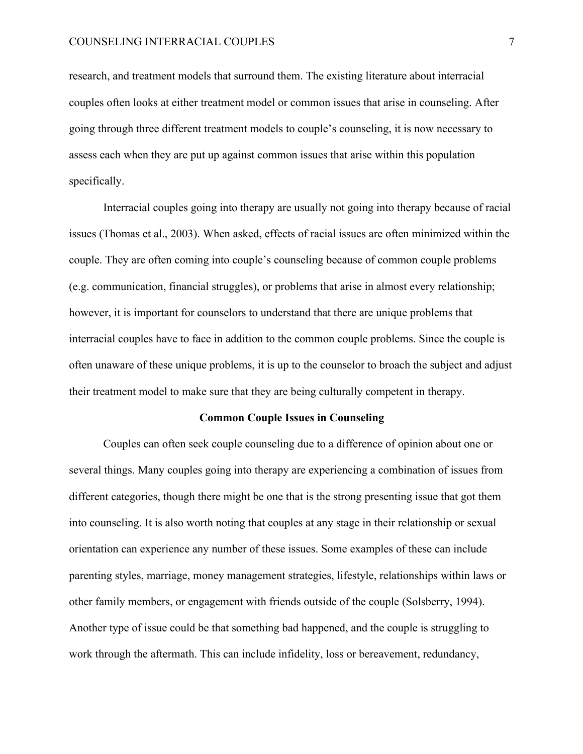research, and treatment models that surround them. The existing literature about interracial couples often looks at either treatment model or common issues that arise in counseling. After going through three different treatment models to couple's counseling, it is now necessary to assess each when they are put up against common issues that arise within this population specifically.

Interracial couples going into therapy are usually not going into therapy because of racial issues (Thomas et al., 2003). When asked, effects of racial issues are often minimized within the couple. They are often coming into couple's counseling because of common couple problems (e.g. communication, financial struggles), or problems that arise in almost every relationship; however, it is important for counselors to understand that there are unique problems that interracial couples have to face in addition to the common couple problems. Since the couple is often unaware of these unique problems, it is up to the counselor to broach the subject and adjust their treatment model to make sure that they are being culturally competent in therapy.

## Common Couple Issues in Counseling

Couples can often seek couple counseling due to a difference of opinion about one or several things. Many couples going into therapy are experiencing a combination of issues from different categories, though there might be one that is the strong presenting issue that got them into counseling. It is also worth noting that couples at any stage in their relationship or sexual orientation can experience any number of these issues. Some examples of these can include parenting styles, marriage, money management strategies, lifestyle, relationships within laws or other family members, or engagement with friends outside of the couple (Solsberry, 1994). Another type of issue could be that something bad happened, and the couple is struggling to work through the aftermath. This can include infidelity, loss or bereavement, redundancy,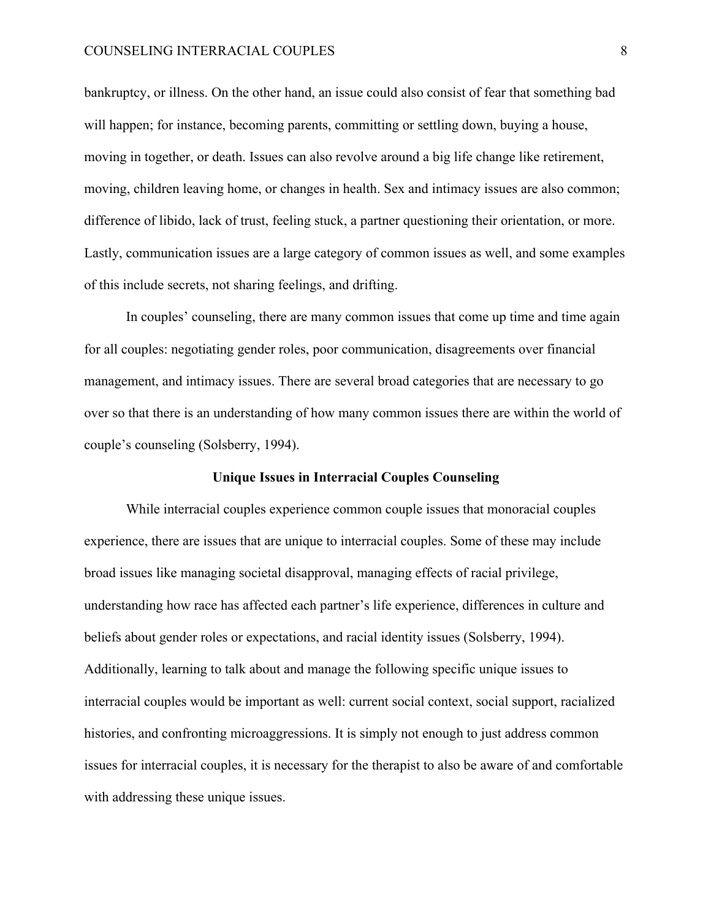bankruptcy, or illness. On the other hand, an issue could also consist of fear that something bad will happen; for instance, becoming parents, committing or settling down, buying a house, moving in together, or death. Issues can also revolve around a big life change like retirement, moving, children leaving home, or changes in health. Sex and intimacy issues are also common; difference of libido, lack of trust, feeling stuck, a partner questioning their orientation, or more. Lastly, communication issues are a large category of common issues as well, and some examples of this include secrets, not sharing feelings, and drifting.

In couples' counseling, there are many common issues that come up time and time again for all couples: negotiating gender roles, poor communication, disagreements over financial management, and intimacy issues. There are several broad categories that are necessary to go over so that there is an understanding of how many common issues there are within the world of couple's counseling (Solsberry, 1994).

## Unique Issues in Interracial Couples Counseling

While interracial couples experience common couple issues that monoracial couples experience, there are issues that are unique to interracial couples. Some of these may include broad issues like managing societal disapproval, managing effects of racial privilege, understanding how race has affected each partner's life experience, differences in culture and beliefs about gender roles or expectations, and racial identity issues (Solsberry, 1994). Additionally, learning to talk about and manage the following specific unique issues to interracial couples would be important as well: current social context, social support, racialized histories, and confronting microaggressions. It is simply not enough to just address common issues for interracial couples, it is necessary for the therapist to also be aware of and comfortable with addressing these unique issues.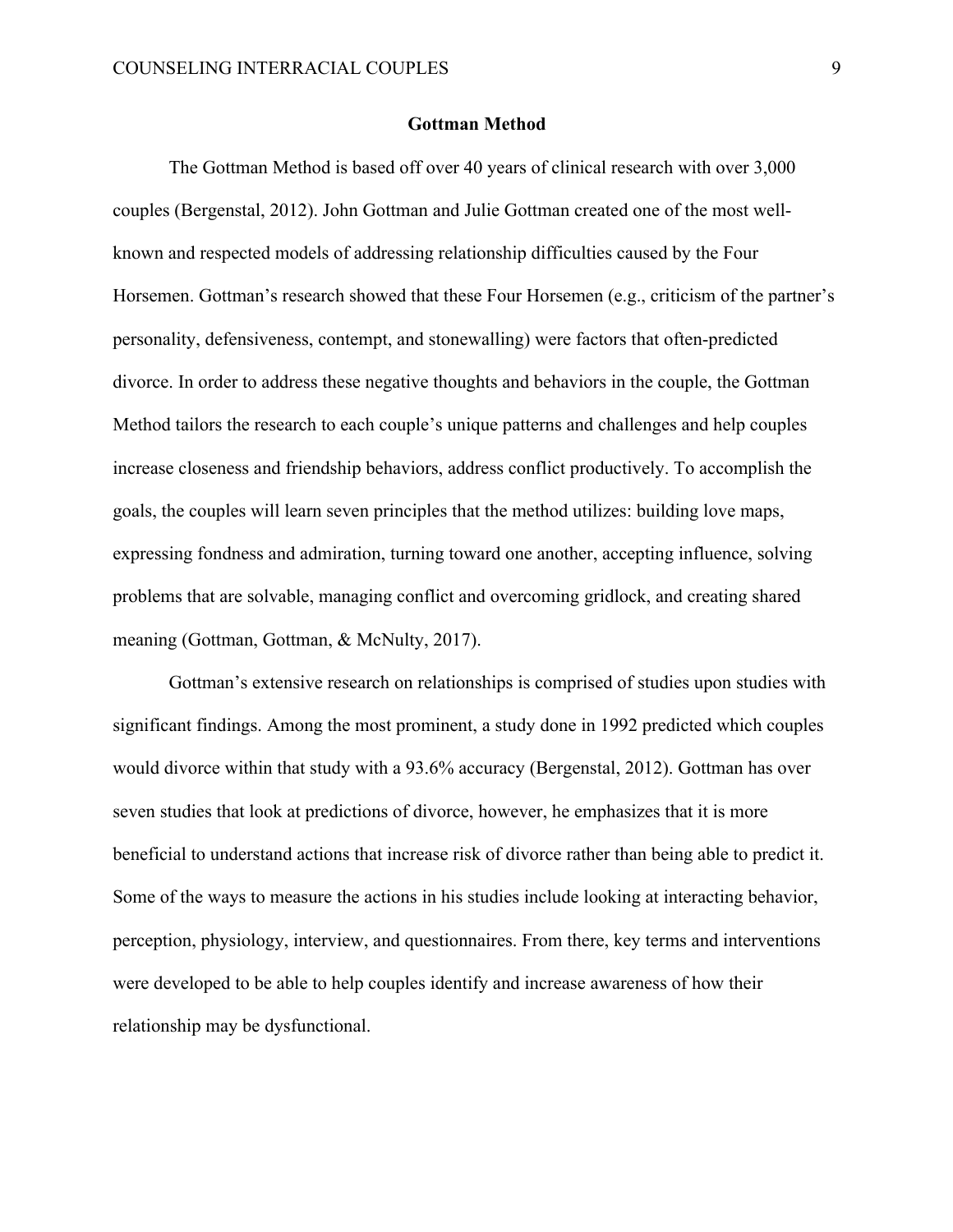## Gottman Method

The Gottman Method is based off over 40 years of clinical research with over 3,000 couples (Bergenstal, 2012). John Gottman and Julie Gottman created one of the most well-known and respected models of addressing relationship difficulties caused by the Four Horsemen. Gottman's research showed that these Four Horsemen (e.g., criticism of the partner's personality, defensiveness, contempt, and stonewalling) were factors that often-predicted divorce. In order to address these negative thoughts and behaviors in the couple, the Gottman Method tailors the research to each couple's unique patterns and challenges and help couples increase closeness and friendship behaviors, address conflict productively. To accomplish the goals, the couples will learn seven principles that the method utilizes: building love maps, expressing fondness and admiration, turning toward one another, accepting influence, solving problems that are solvable, managing conflict and overcoming gridlock, and creating shared meaning (Gottman, Gottman, & McNulty, 2017).

Gottman's extensive research on relationships is comprised of studies upon studies with significant findings. Among the most prominent, a study done in 1992 predicted which couples would divorce within that study with a 93.6% accuracy (Bergenstal, 2012). Gottman has over seven studies that look at predictions of divorce, however, he emphasizes that it is more beneficial to understand actions that increase risk of divorce rather than being able to predict it. Some of the ways to measure the actions in his studies include looking at interacting behavior, perception, physiology, interview, and questionnaires. From there, key terms and interventions were developed to be able to help couples identify and increase awareness of how their relationship may be dysfunctional.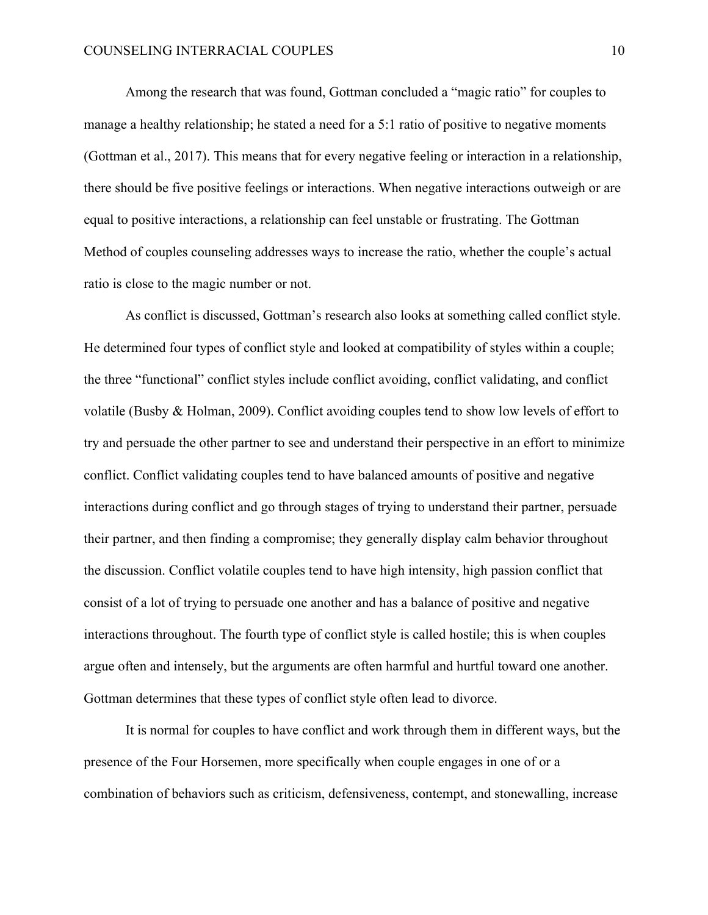Among the research that was found, Gottman concluded a "magic ratio" for couples to manage a healthy relationship; he stated a need for a 5:1 ratio of positive to negative moments (Gottman et al., 2017). This means that for every negative feeling or interaction in a relationship, there should be five positive feelings or interactions. When negative interactions outweigh or are equal to positive interactions, a relationship can feel unstable or frustrating. The Gottman Method of couples counseling addresses ways to increase the ratio, whether the couple's actual ratio is close to the magic number or not.

As conflict is discussed, Gottman's research also looks at something called conflict style. He determined four types of conflict style and looked at compatibility of styles within a couple; the three "functional" conflict styles include conflict avoiding, conflict validating, and conflict volatile (Busby & Holman, 2009). Conflict avoiding couples tend to show low levels of effort to try and persuade the other partner to see and understand their perspective in an effort to minimize conflict. Conflict validating couples tend to have balanced amounts of positive and negative interactions during conflict and go through stages of trying to understand their partner, persuade their partner, and then finding a compromise; they generally display calm behavior throughout the discussion. Conflict volatile couples tend to have high intensity, high passion conflict that consist of a lot of trying to persuade one another and has a balance of positive and negative interactions throughout. The fourth type of conflict style is called hostile; this is when couples argue often and intensely, but the arguments are often harmful and hurtful toward one another. Gottman determines that these types of conflict style often lead to divorce.

It is normal for couples to have conflict and work through them in different ways, but the presence of the Four Horsemen, more specifically when couple engages in one of or a combination of behaviors such as criticism, defensiveness, contempt, and stonewalling, increase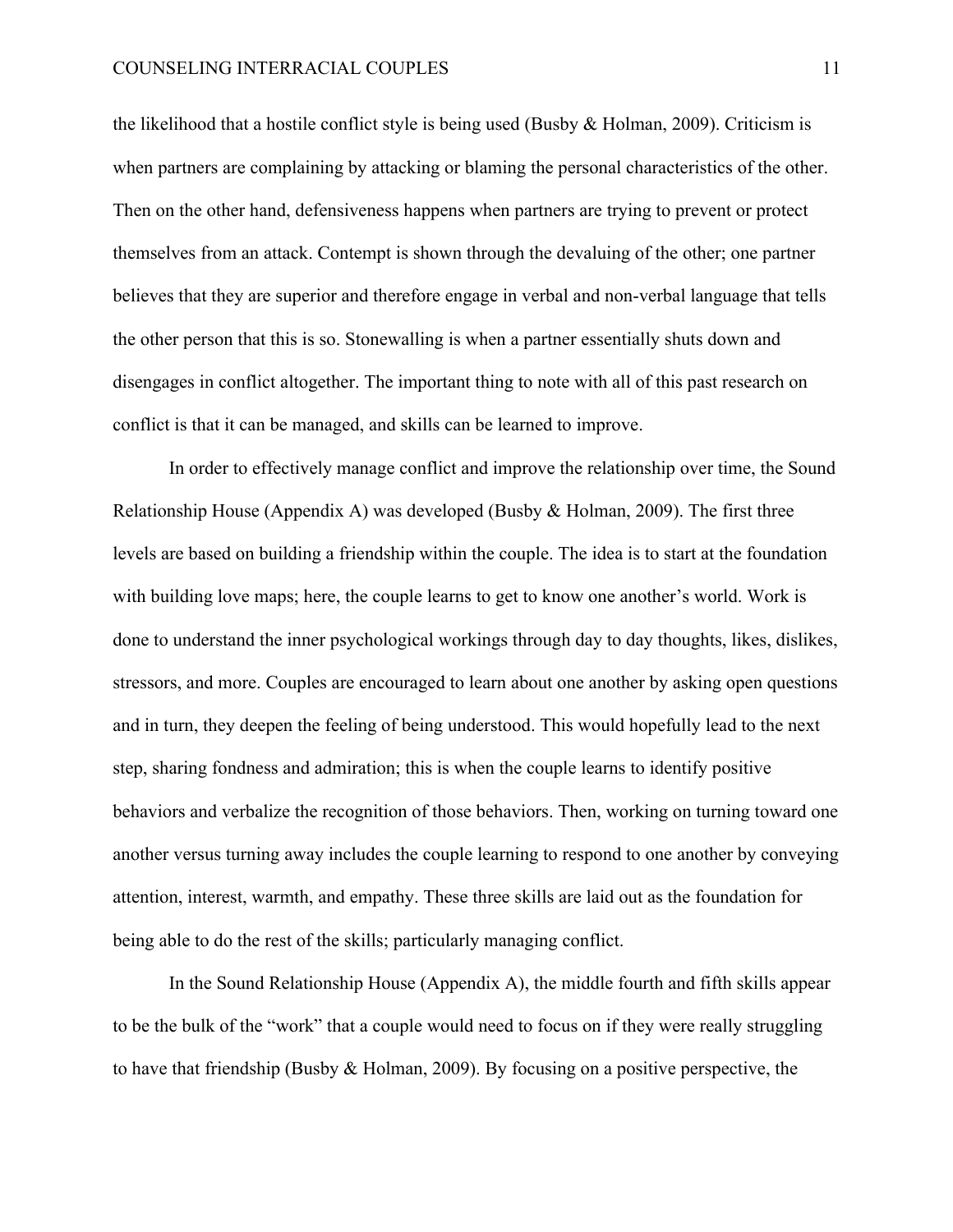the likelihood that a hostile conflict style is being used (Busby & Holman, 2009). Criticism is when partners are complaining by attacking or blaming the personal characteristics of the other. Then on the other hand, defensiveness happens when partners are trying to prevent or protect themselves from an attack. Contempt is shown through the devaluing of the other; one partner believes that they are superior and therefore engage in verbal and non-verbal language that tells the other person that this is so. Stonewalling is when a partner essentially shuts down and disengages in conflict altogether. The important thing to note with all of this past research on conflict is that it can be managed, and skills can be learned to improve.

In order to effectively manage conflict and improve the relationship over time, the Sound Relationship House (Appendix A) was developed (Busby & Holman, 2009). The first three levels are based on building a friendship within the couple. The idea is to start at the foundation with building love maps; here, the couple learns to get to know one another's world. Work is done to understand the inner psychological workings through day to day thoughts, likes, dislikes, stressors, and more. Couples are encouraged to learn about one another by asking open questions and in turn, they deepen the feeling of being understood. This would hopefully lead to the next step, sharing fondness and admiration; this is when the couple learns to identify positive behaviors and verbalize the recognition of those behaviors. Then, working on turning toward one another versus turning away includes the couple learning to respond to one another by conveying attention, interest, warmth, and empathy. These three skills are laid out as the foundation for being able to do the rest of the skills; particularly managing conflict.

In the Sound Relationship House (Appendix A), the middle fourth and fifth skills appear to be the bulk of the "work" that a couple would need to focus on if they were really struggling to have that friendship (Busby & Holman, 2009). By focusing on a positive perspective, the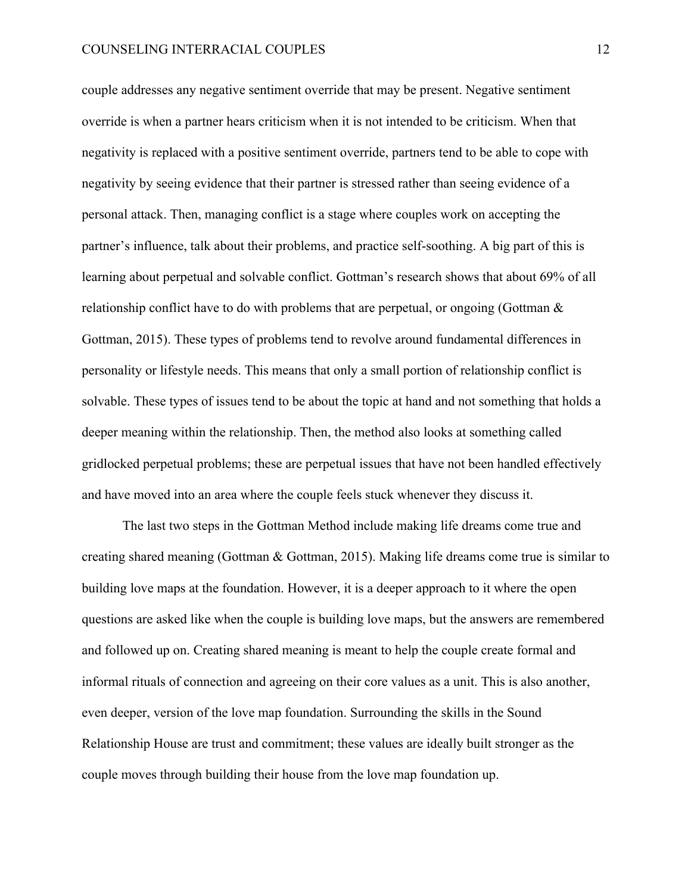couple addresses any negative sentiment override that may be present. Negative sentiment override is when a partner hears criticism when it is not intended to be criticism. When that negativity is replaced with a positive sentiment override, partners tend to be able to cope with negativity by seeing evidence that their partner is stressed rather than seeing evidence of a personal attack. Then, managing conflict is a stage where couples work on accepting the partner's influence, talk about their problems, and practice self-soothing. A big part of this is learning about perpetual and solvable conflict. Gottman's research shows that about 69% of all relationship conflict have to do with problems that are perpetual, or ongoing (Gottman & Gottman, 2015). These types of problems tend to revolve around fundamental differences in personality or lifestyle needs. This means that only a small portion of relationship conflict is solvable. These types of issues tend to be about the topic at hand and not something that holds a deeper meaning within the relationship. Then, the method also looks at something called gridlocked perpetual problems; these are perpetual issues that have not been handled effectively and have moved into an area where the couple feels stuck whenever they discuss it.

The last two steps in the Gottman Method include making life dreams come true and creating shared meaning (Gottman & Gottman, 2015). Making life dreams come true is similar to building love maps at the foundation. However, it is a deeper approach to it where the open questions are asked like when the couple is building love maps, but the answers are remembered and followed up on. Creating shared meaning is meant to help the couple create formal and informal rituals of connection and agreeing on their core values as a unit. This is also another, even deeper, version of the love map foundation. Surrounding the skills in the Sound Relationship House are trust and commitment; these values are ideally built stronger as the couple moves through building their house from the love map foundation up.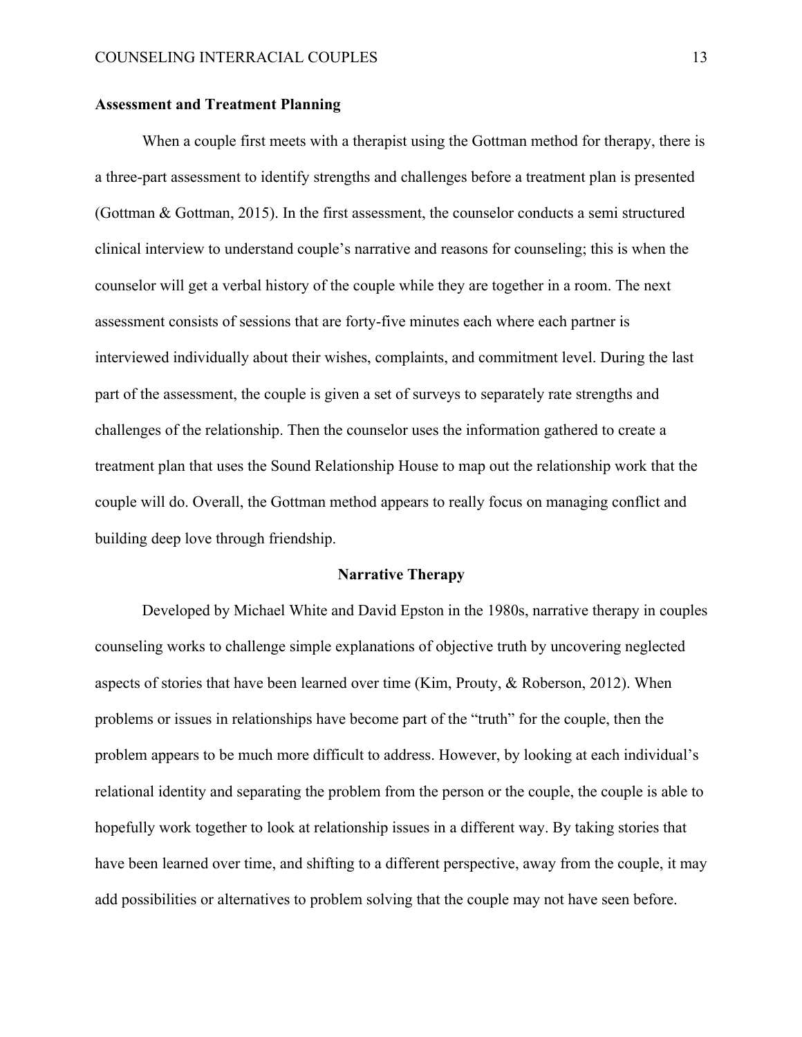**Assessment and Treatment Planning**

When a couple first meets with a therapist using the Gottman method for therapy, there is a three-part assessment to identify strengths and challenges before a treatment plan is presented (Gottman & Gottman, 2015). In the first assessment, the counselor conducts a semi structured clinical interview to understand couple's narrative and reasons for counseling; this is when the counselor will get a verbal history of the couple while they are together in a room. The next assessment consists of sessions that are forty-five minutes each where each partner is interviewed individually about their wishes, complaints, and commitment level. During the last part of the assessment, the couple is given a set of surveys to separately rate strengths and challenges of the relationship. Then the counselor uses the information gathered to create a treatment plan that uses the Sound Relationship House to map out the relationship work that the couple will do. Overall, the Gottman method appears to really focus on managing conflict and building deep love through friendship.

## Narrative Therapy

Developed by Michael White and David Epston in the 1980s, narrative therapy in couples counseling works to challenge simple explanations of objective truth by uncovering neglected aspects of stories that have been learned over time (Kim, Prouty, & Roberson, 2012). When problems or issues in relationships have become part of the "truth" for the couple, then the problem appears to be much more difficult to address. However, by looking at each individual's relational identity and separating the problem from the person or the couple, the couple is able to hopefully work together to look at relationship issues in a different way. By taking stories that have been learned over time, and shifting to a different perspective, away from the couple, it may add possibilities or alternatives to problem solving that the couple may not have seen before.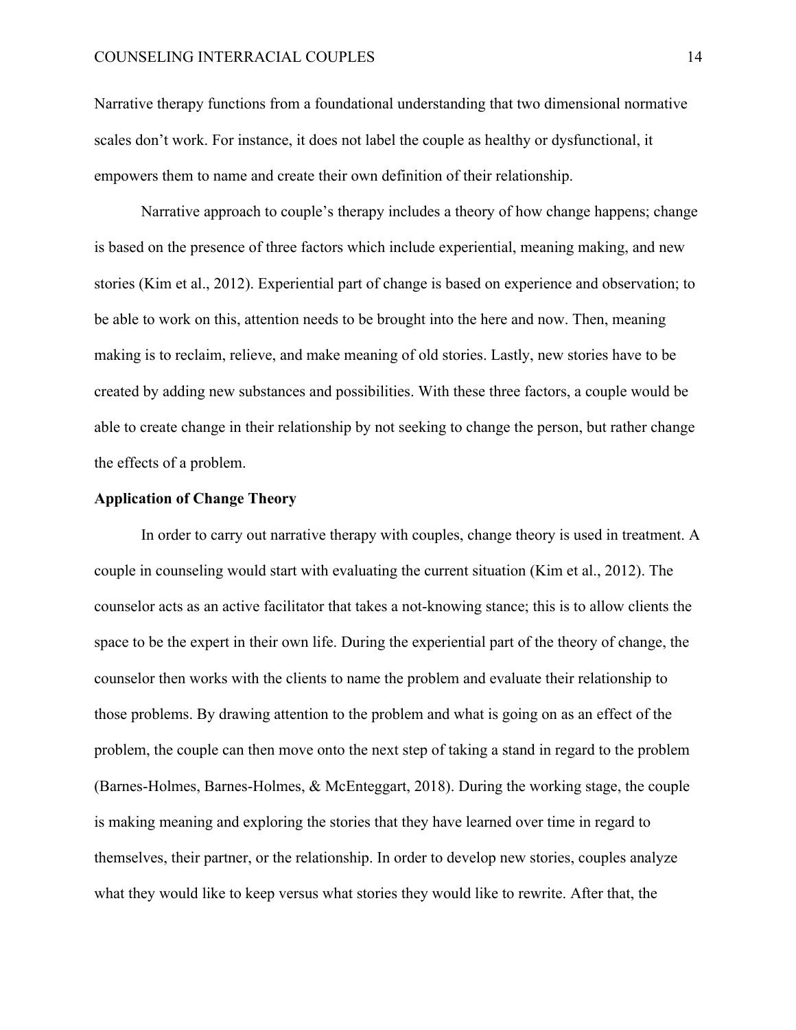Narrative therapy functions from a foundational understanding that two dimensional normative scales don't work. For instance, it does not label the couple as healthy or dysfunctional, it empowers them to name and create their own definition of their relationship.

Narrative approach to couple's therapy includes a theory of how change happens; change is based on the presence of three factors which include experiential, meaning making, and new stories (Kim et al., 2012). Experiential part of change is based on experience and observation; to be able to work on this, attention needs to be brought into the here and now. Then, meaning making is to reclaim, relieve, and make meaning of old stories. Lastly, new stories have to be created by adding new substances and possibilities. With these three factors, a couple would be able to create change in their relationship by not seeking to change the person, but rather change the effects of a problem.

**Application of Change Theory**

In order to carry out narrative therapy with couples, change theory is used in treatment. A couple in counseling would start with evaluating the current situation (Kim et al., 2012). The counselor acts as an active facilitator that takes a not-knowing stance; this is to allow clients the space to be the expert in their own life. During the experiential part of the theory of change, the counselor then works with the clients to name the problem and evaluate their relationship to those problems. By drawing attention to the problem and what is going on as an effect of the problem, the couple can then move onto the next step of taking a stand in regard to the problem (Barnes-Holmes, Barnes-Holmes, & McEnteggart, 2018). During the working stage, the couple is making meaning and exploring the stories that they have learned over time in regard to themselves, their partner, or the relationship. In order to develop new stories, couples analyze what they would like to keep versus what stories they would like to rewrite. After that, the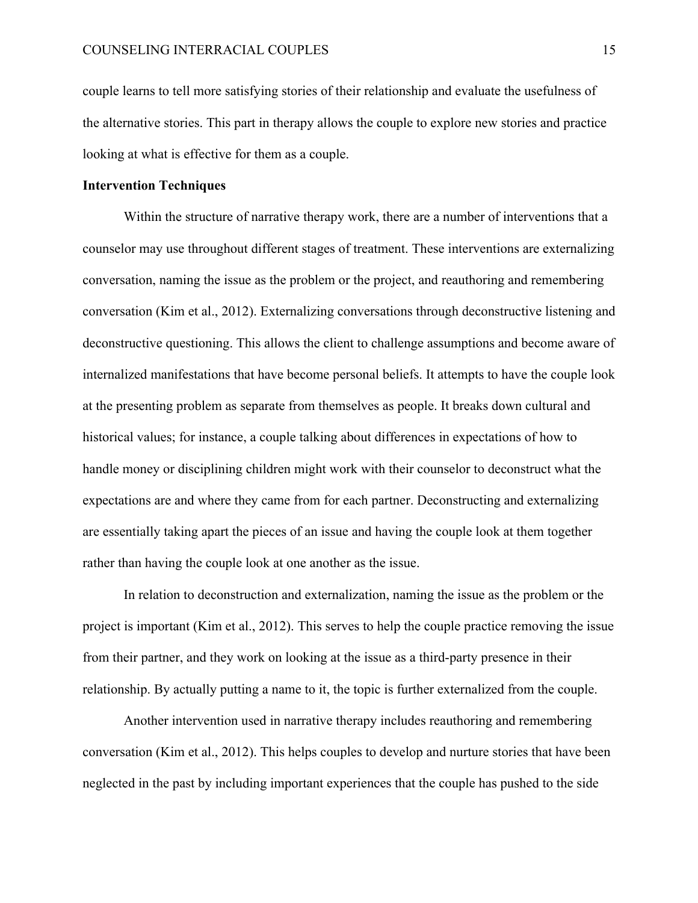couple learns to tell more satisfying stories of their relationship and evaluate the usefulness of the alternative stories. This part in therapy allows the couple to explore new stories and practice looking at what is effective for them as a couple.

**Intervention Techniques**

Within the structure of narrative therapy work, there are a number of interventions that a counselor may use throughout different stages of treatment. These interventions are externalizing conversation, naming the issue as the problem or the project, and reauthoring and remembering conversation (Kim et al., 2012). Externalizing conversations through deconstructive listening and deconstructive questioning. This allows the client to challenge assumptions and become aware of internalized manifestations that have become personal beliefs. It attempts to have the couple look at the presenting problem as separate from themselves as people. It breaks down cultural and historical values; for instance, a couple talking about differences in expectations of how to handle money or disciplining children might work with their counselor to deconstruct what the expectations are and where they came from for each partner. Deconstructing and externalizing are essentially taking apart the pieces of an issue and having the couple look at them together rather than having the couple look at one another as the issue.

In relation to deconstruction and externalization, naming the issue as the problem or the project is important (Kim et al., 2012). This serves to help the couple practice removing the issue from their partner, and they work on looking at the issue as a third-party presence in their relationship. By actually putting a name to it, the topic is further externalized from the couple.

Another intervention used in narrative therapy includes reauthoring and remembering conversation (Kim et al., 2012). This helps couples to develop and nurture stories that have been neglected in the past by including important experiences that the couple has pushed to the side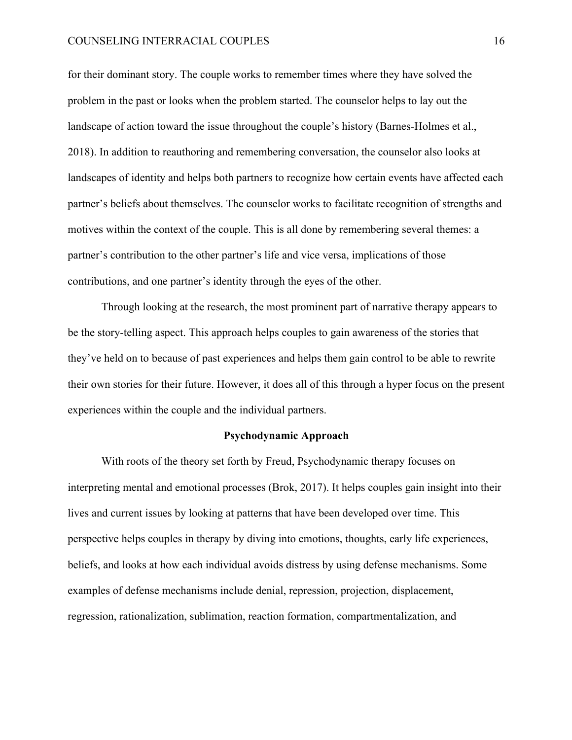for their dominant story. The couple works to remember times where they have solved the problem in the past or looks when the problem started. The counselor helps to lay out the landscape of action toward the issue throughout the couple's history (Barnes-Holmes et al., 2018). In addition to reauthoring and remembering conversation, the counselor also looks at landscapes of identity and helps both partners to recognize how certain events have affected each partner's beliefs about themselves. The counselor works to facilitate recognition of strengths and motives within the context of the couple. This is all done by remembering several themes: a partner's contribution to the other partner's life and vice versa, implications of those contributions, and one partner's identity through the eyes of the other.

Through looking at the research, the most prominent part of narrative therapy appears to be the story-telling aspect. This approach helps couples to gain awareness of the stories that they've held on to because of past experiences and helps them gain control to be able to rewrite their own stories for their future. However, it does all of this through a hyper focus on the present experiences within the couple and the individual partners.

## Psychodynamic Approach

With roots of the theory set forth by Freud, Psychodynamic therapy focuses on interpreting mental and emotional processes (Brok, 2017). It helps couples gain insight into their lives and current issues by looking at patterns that have been developed over time. This perspective helps couples in therapy by diving into emotions, thoughts, early life experiences, beliefs, and looks at how each individual avoids distress by using defense mechanisms. Some examples of defense mechanisms include denial, repression, projection, displacement, regression, rationalization, sublimation, reaction formation, compartmentalization, and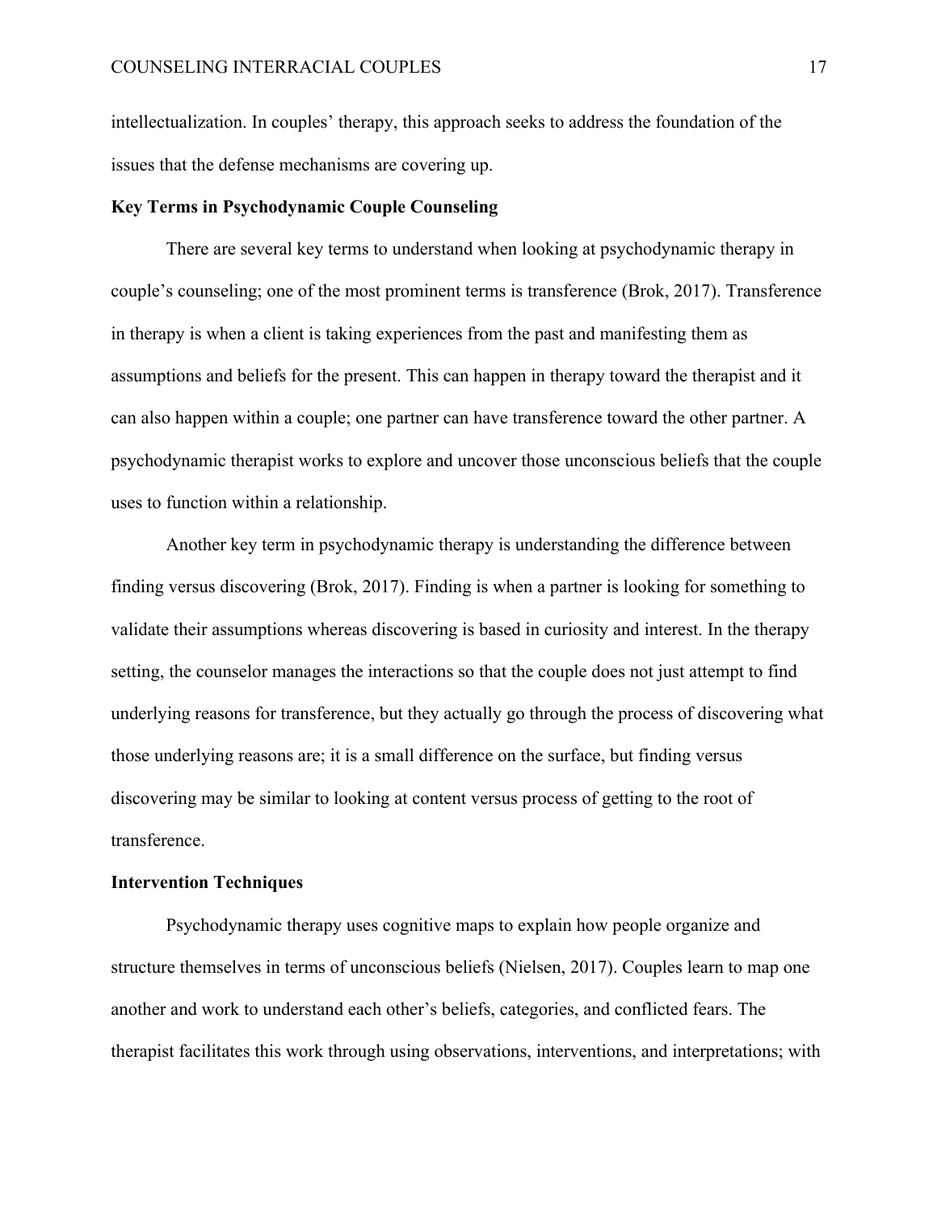intellectualization. In couples' therapy, this approach seeks to address the foundation of the issues that the defense mechanisms are covering up.

### Key Terms in Psychodynamic Couple Counseling

There are several key terms to understand when looking at psychodynamic therapy in couple's counseling; one of the most prominent terms is transference (Brok, 2017). Transference in therapy is when a client is taking experiences from the past and manifesting them as assumptions and beliefs for the present. This can happen in therapy toward the therapist and it can also happen within a couple; one partner can have transference toward the other partner. A psychodynamic therapist works to explore and uncover those unconscious beliefs that the couple uses to function within a relationship.

Another key term in psychodynamic therapy is understanding the difference between finding versus discovering (Brok, 2017). Finding is when a partner is looking for something to validate their assumptions whereas discovering is based in curiosity and interest. In the therapy setting, the counselor manages the interactions so that the couple does not just attempt to find underlying reasons for transference, but they actually go through the process of discovering what those underlying reasons are; it is a small difference on the surface, but finding versus discovering may be similar to looking at content versus process of getting to the root of transference.

### Intervention Techniques

Psychodynamic therapy uses cognitive maps to explain how people organize and structure themselves in terms of unconscious beliefs (Nielsen, 2017). Couples learn to map one another and work to understand each other's beliefs, categories, and conflicted fears. The therapist facilitates this work through using observations, interventions, and interpretations; with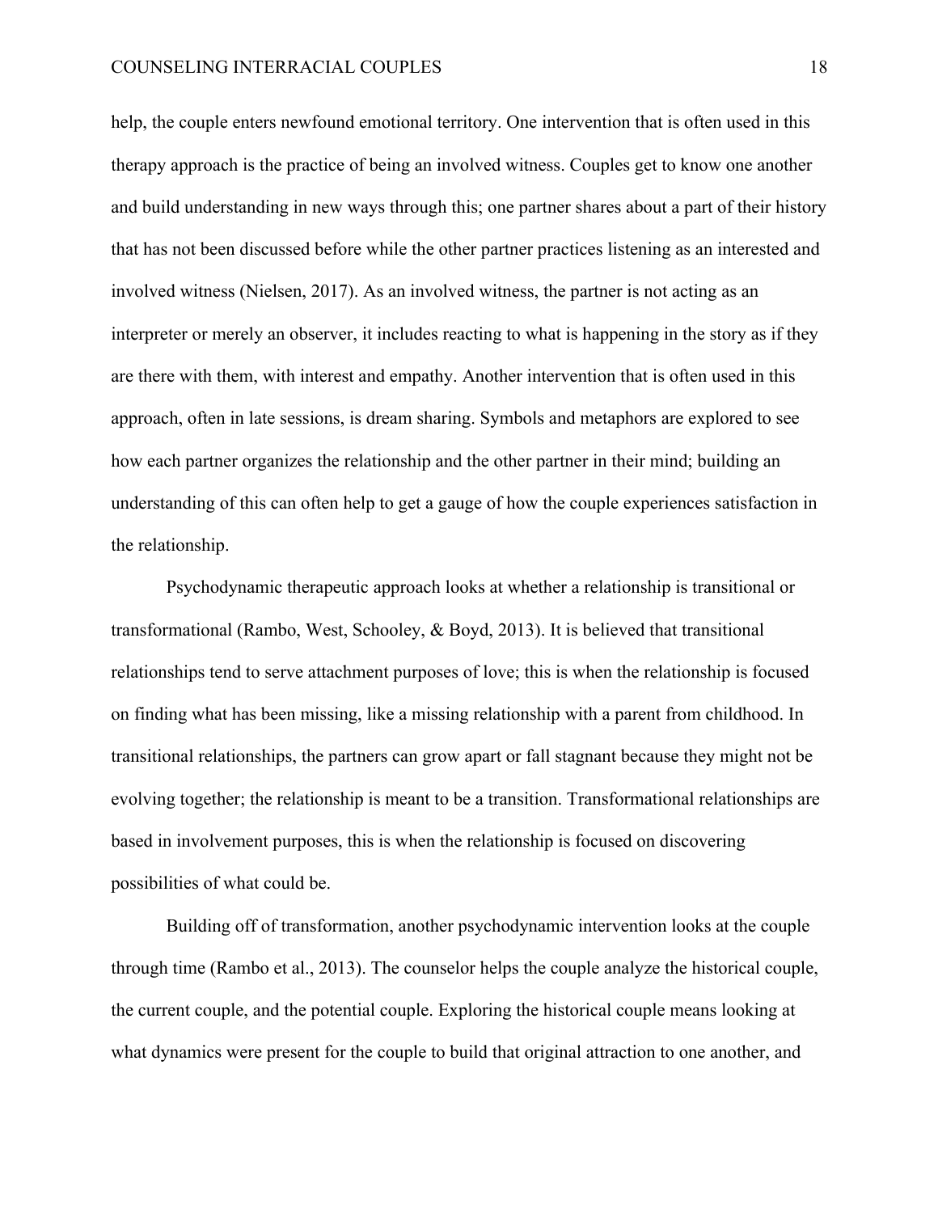help, the couple enters newfound emotional territory. One intervention that is often used in this therapy approach is the practice of being an involved witness. Couples get to know one another and build understanding in new ways through this; one partner shares about a part of their history that has not been discussed before while the other partner practices listening as an interested and involved witness (Nielsen, 2017). As an involved witness, the partner is not acting as an interpreter or merely an observer, it includes reacting to what is happening in the story as if they are there with them, with interest and empathy. Another intervention that is often used in this approach, often in late sessions, is dream sharing. Symbols and metaphors are explored to see how each partner organizes the relationship and the other partner in their mind; building an understanding of this can often help to get a gauge of how the couple experiences satisfaction in the relationship.

Psychodynamic therapeutic approach looks at whether a relationship is transitional or transformational (Rambo, West, Schooley, & Boyd, 2013). It is believed that transitional relationships tend to serve attachment purposes of love; this is when the relationship is focused on finding what has been missing, like a missing relationship with a parent from childhood. In transitional relationships, the partners can grow apart or fall stagnant because they might not be evolving together; the relationship is meant to be a transition. Transformational relationships are based in involvement purposes, this is when the relationship is focused on discovering possibilities of what could be.

Building off of transformation, another psychodynamic intervention looks at the couple through time (Rambo et al., 2013). The counselor helps the couple analyze the historical couple, the current couple, and the potential couple. Exploring the historical couple means looking at what dynamics were present for the couple to build that original attraction to one another, and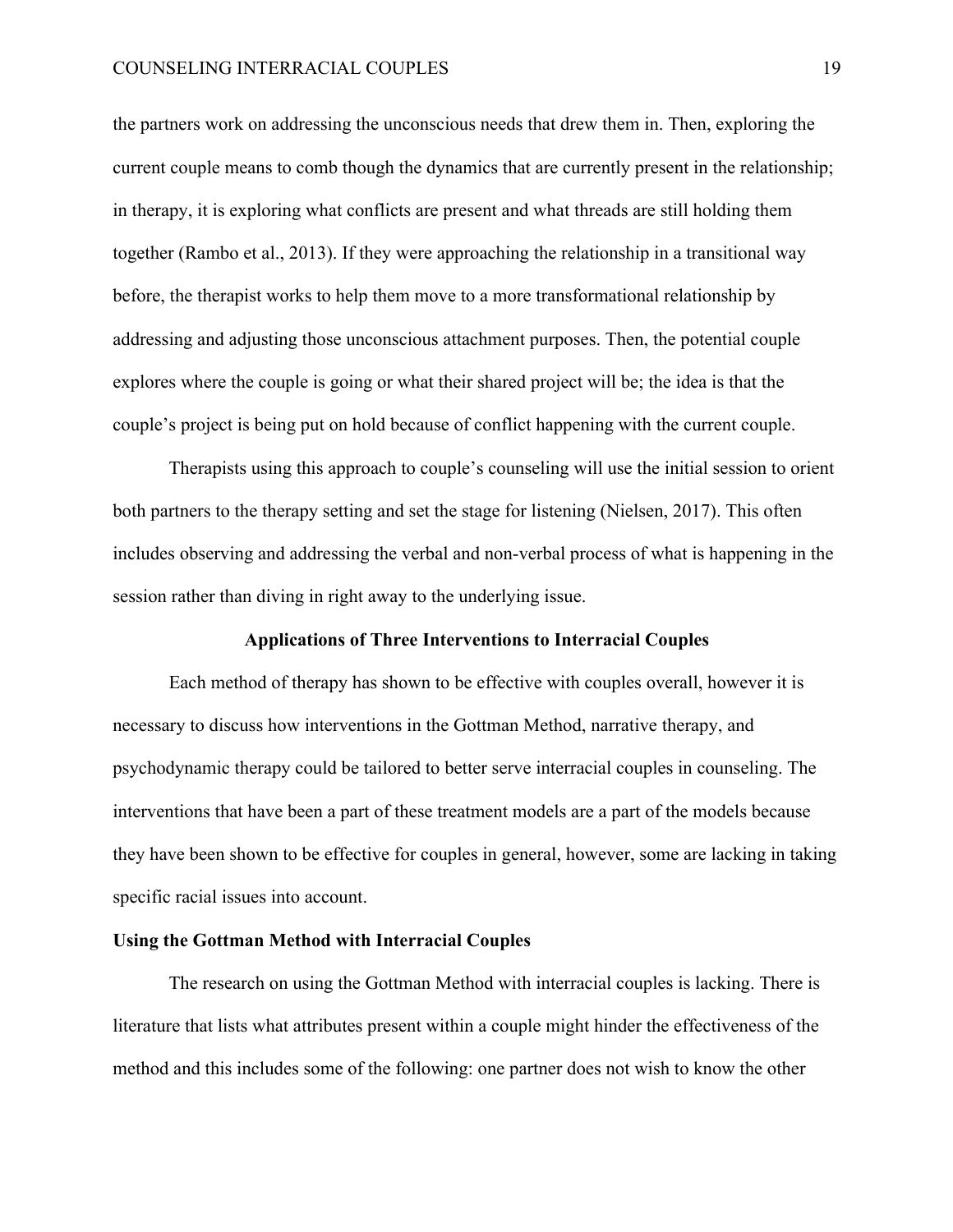the partners work on addressing the unconscious needs that drew them in. Then, exploring the current couple means to comb though the dynamics that are currently present in the relationship; in therapy, it is exploring what conflicts are present and what threads are still holding them together (Rambo et al., 2013). If they were approaching the relationship in a transitional way before, the therapist works to help them move to a more transformational relationship by addressing and adjusting those unconscious attachment purposes. Then, the potential couple explores where the couple is going or what their shared project will be; the idea is that the couple's project is being put on hold because of conflict happening with the current couple.

Therapists using this approach to couple's counseling will use the initial session to orient both partners to the therapy setting and set the stage for listening (Nielsen, 2017). This often includes observing and addressing the verbal and non-verbal process of what is happening in the session rather than diving in right away to the underlying issue.

## Applications of Three Interventions to Interracial Couples

Each method of therapy has shown to be effective with couples overall, however it is necessary to discuss how interventions in the Gottman Method, narrative therapy, and psychodynamic therapy could be tailored to better serve interracial couples in counseling. The interventions that have been a part of these treatment models are a part of the models because they have been shown to be effective for couples in general, however, some are lacking in taking specific racial issues into account.

### Using the Gottman Method with Interracial Couples

The research on using the Gottman Method with interracial couples is lacking. There is literature that lists what attributes present within a couple might hinder the effectiveness of the method and this includes some of the following: one partner does not wish to know the other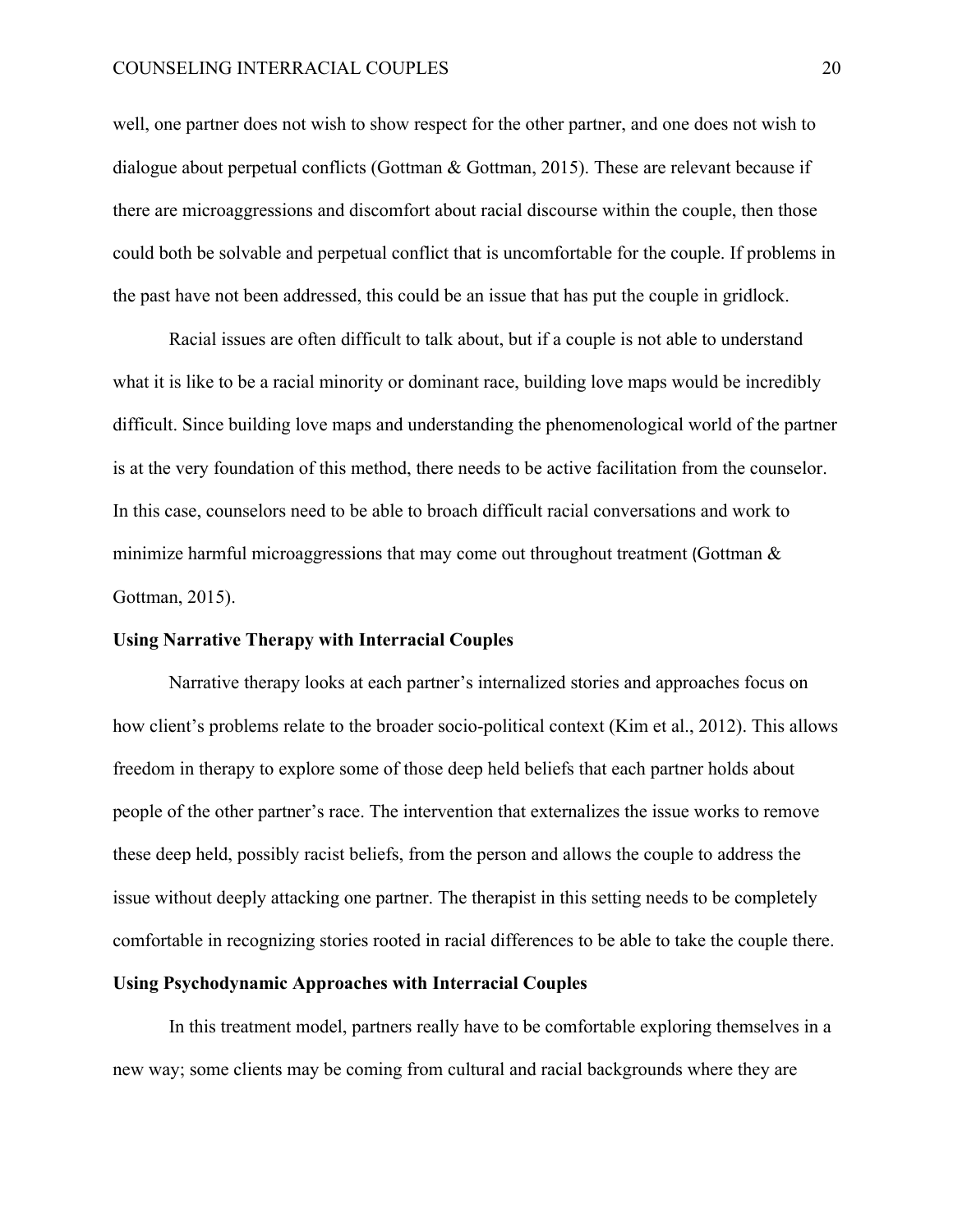well, one partner does not wish to show respect for the other partner, and one does not wish to dialogue about perpetual conflicts (Gottman & Gottman, 2015). These are relevant because if there are microaggressions and discomfort about racial discourse within the couple, then those could both be solvable and perpetual conflict that is uncomfortable for the couple. If problems in the past have not been addressed, this could be an issue that has put the couple in gridlock.

Racial issues are often difficult to talk about, but if a couple is not able to understand what it is like to be a racial minority or dominant race, building love maps would be incredibly difficult. Since building love maps and understanding the phenomenological world of the partner is at the very foundation of this method, there needs to be active facilitation from the counselor. In this case, counselors need to be able to broach difficult racial conversations and work to minimize harmful microaggressions that may come out throughout treatment (Gottman & Gottman, 2015).

**Using Narrative Therapy with Interracial Couples**

Narrative therapy looks at each partner's internalized stories and approaches focus on how client's problems relate to the broader socio-political context (Kim et al., 2012). This allows freedom in therapy to explore some of those deep held beliefs that each partner holds about people of the other partner's race. The intervention that externalizes the issue works to remove these deep held, possibly racist beliefs, from the person and allows the couple to address the issue without deeply attacking one partner. The therapist in this setting needs to be completely comfortable in recognizing stories rooted in racial differences to be able to take the couple there.

**Using Psychodynamic Approaches with Interracial Couples**

In this treatment model, partners really have to be comfortable exploring themselves in a new way; some clients may be coming from cultural and racial backgrounds where they are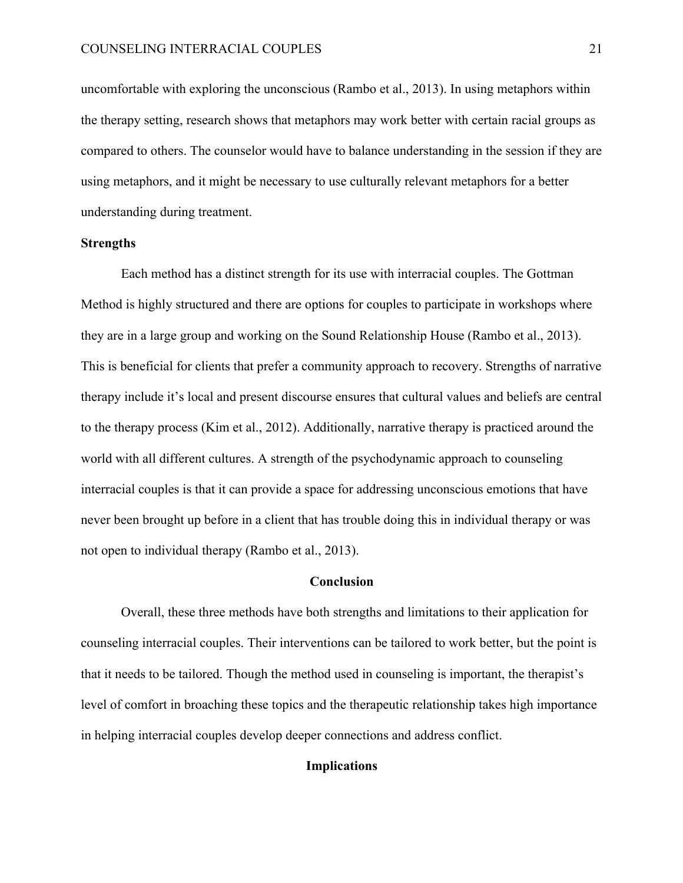uncomfortable with exploring the unconscious (Rambo et al., 2013). In using metaphors within the therapy setting, research shows that metaphors may work better with certain racial groups as compared to others. The counselor would have to balance understanding in the session if they are using metaphors, and it might be necessary to use culturally relevant metaphors for a better understanding during treatment.

### Strengths

Each method has a distinct strength for its use with interracial couples. The Gottman Method is highly structured and there are options for couples to participate in workshops where they are in a large group and working on the Sound Relationship House (Rambo et al., 2013). This is beneficial for clients that prefer a community approach to recovery. Strengths of narrative therapy include it's local and present discourse ensures that cultural values and beliefs are central to the therapy process (Kim et al., 2012). Additionally, narrative therapy is practiced around the world with all different cultures. A strength of the psychodynamic approach to counseling interracial couples is that it can provide a space for addressing unconscious emotions that have never been brought up before in a client that has trouble doing this in individual therapy or was not open to individual therapy (Rambo et al., 2013).

## Conclusion

Overall, these three methods have both strengths and limitations to their application for counseling interracial couples. Their interventions can be tailored to work better, but the point is that it needs to be tailored. Though the method used in counseling is important, the therapist's level of comfort in broaching these topics and the therapeutic relationship takes high importance in helping interracial couples develop deeper connections and address conflict.

## Implications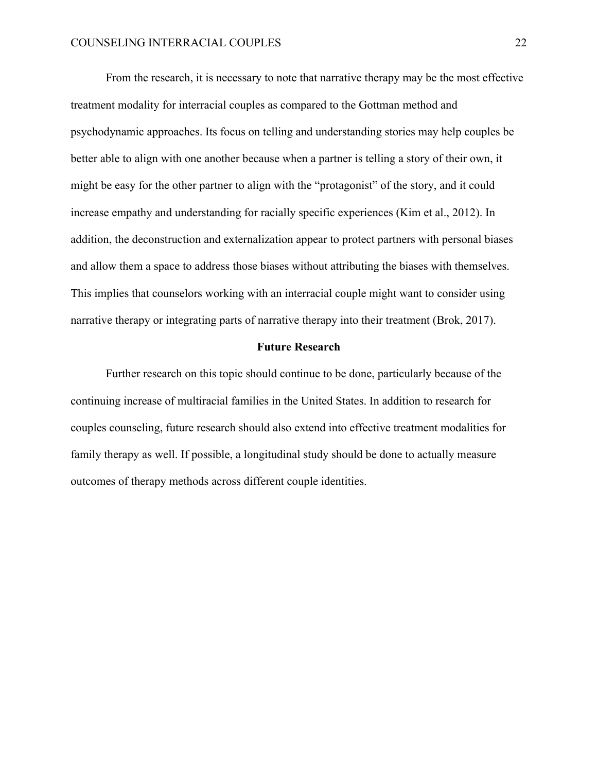From the research, it is necessary to note that narrative therapy may be the most effective treatment modality for interracial couples as compared to the Gottman method and psychodynamic approaches. Its focus on telling and understanding stories may help couples be better able to align with one another because when a partner is telling a story of their own, it might be easy for the other partner to align with the "protagonist" of the story, and it could increase empathy and understanding for racially specific experiences (Kim et al., 2012). In addition, the deconstruction and externalization appear to protect partners with personal biases and allow them a space to address those biases without attributing the biases with themselves. This implies that counselors working with an interracial couple might want to consider using narrative therapy or integrating parts of narrative therapy into their treatment (Brok, 2017).

## Future Research

Further research on this topic should continue to be done, particularly because of the continuing increase of multiracial families in the United States. In addition to research for couples counseling, future research should also extend into effective treatment modalities for family therapy as well. If possible, a longitudinal study should be done to actually measure outcomes of therapy methods across different couple identities.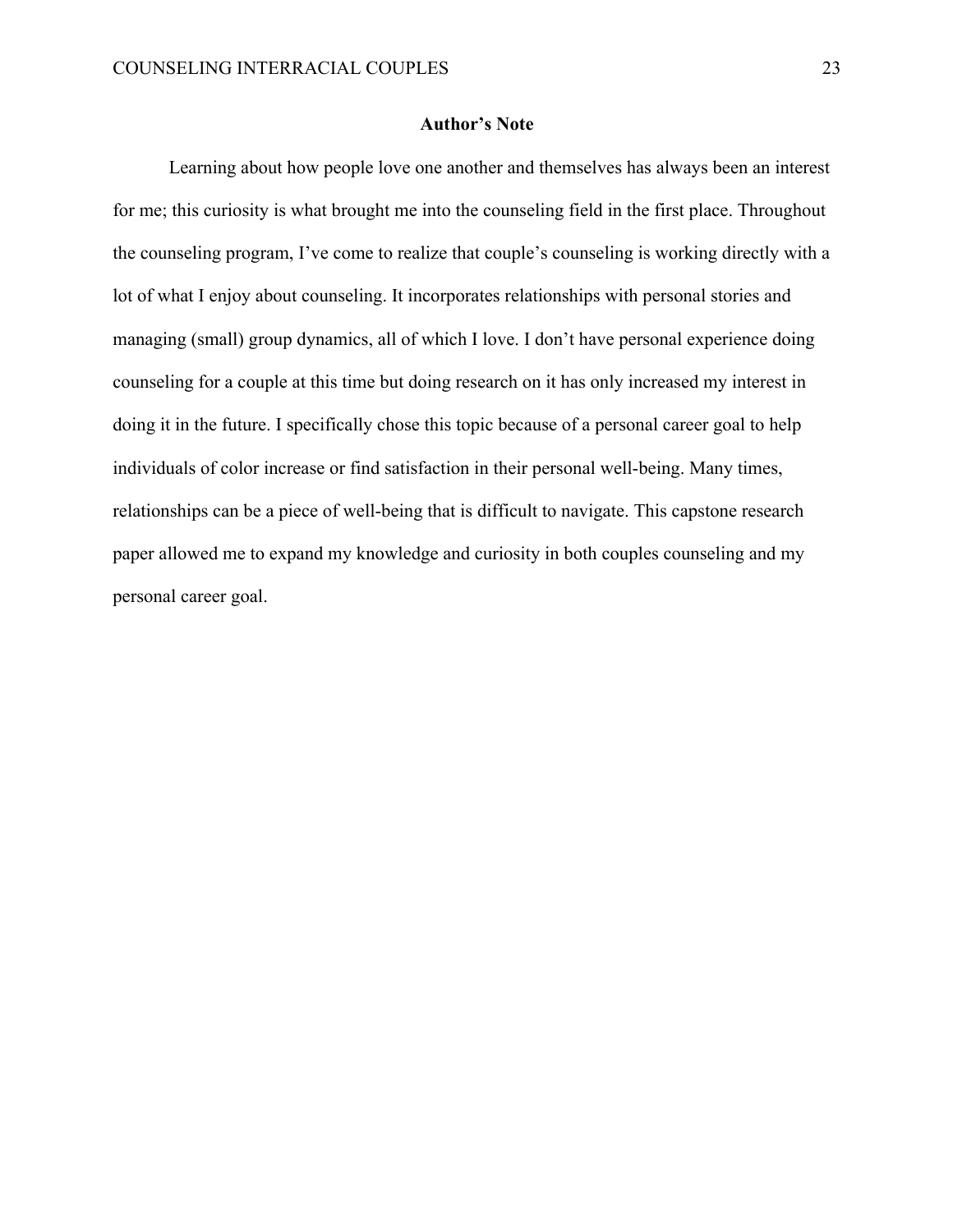## Author's Note

Learning about how people love one another and themselves has always been an interest for me; this curiosity is what brought me into the counseling field in the first place. Throughout the counseling program, I've come to realize that couple's counseling is working directly with a lot of what I enjoy about counseling. It incorporates relationships with personal stories and managing (small) group dynamics, all of which I love. I don't have personal experience doing counseling for a couple at this time but doing research on it has only increased my interest in doing it in the future. I specifically chose this topic because of a personal career goal to help individuals of color increase or find satisfaction in their personal well-being. Many times, relationships can be a piece of well-being that is difficult to navigate. This capstone research paper allowed me to expand my knowledge and curiosity in both couples counseling and my personal career goal.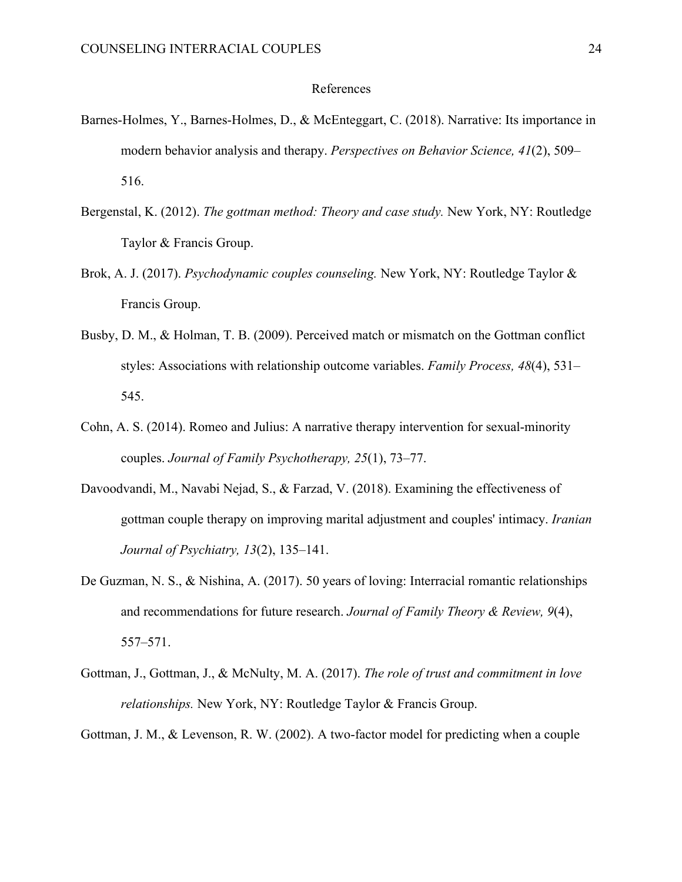# References

Barnes-Holmes, Y., Barnes-Holmes, D., & McEnteggart, C. (2018). Narrative: Its importance in modern behavior analysis and therapy. *Perspectives on Behavior Science, 41*(2), 509–516.

Bergenstal, K. (2012). *The gottman method: Theory and case study.* New York, NY: Routledge Taylor & Francis Group.

Brok, A. J. (2017). *Psychodynamic couples counseling.* New York, NY: Routledge Taylor & Francis Group.

Busby, D. M., & Holman, T. B. (2009). Perceived match or mismatch on the Gottman conflict styles: Associations with relationship outcome variables. *Family Process, 48*(4), 531–545.

Cohn, A. S. (2014). Romeo and Julius: A narrative therapy intervention for sexual-minority couples. *Journal of Family Psychotherapy, 25*(1), 73–77.

Davoodvandi, M., Navabi Nejad, S., & Farzad, V. (2018). Examining the effectiveness of gottman couple therapy on improving marital adjustment and couples' intimacy. *Iranian Journal of Psychiatry, 13*(2), 135–141.

De Guzman, N. S., & Nishina, A. (2017). 50 years of loving: Interracial romantic relationships and recommendations for future research. *Journal of Family Theory & Review, 9*(4), 557–571.

Gottman, J., Gottman, J., & McNulty, M. A. (2017). *The role of trust and commitment in love relationships.* New York, NY: Routledge Taylor & Francis Group.

Gottman, J. M., & Levenson, R. W. (2002). A two-factor model for predicting when a couple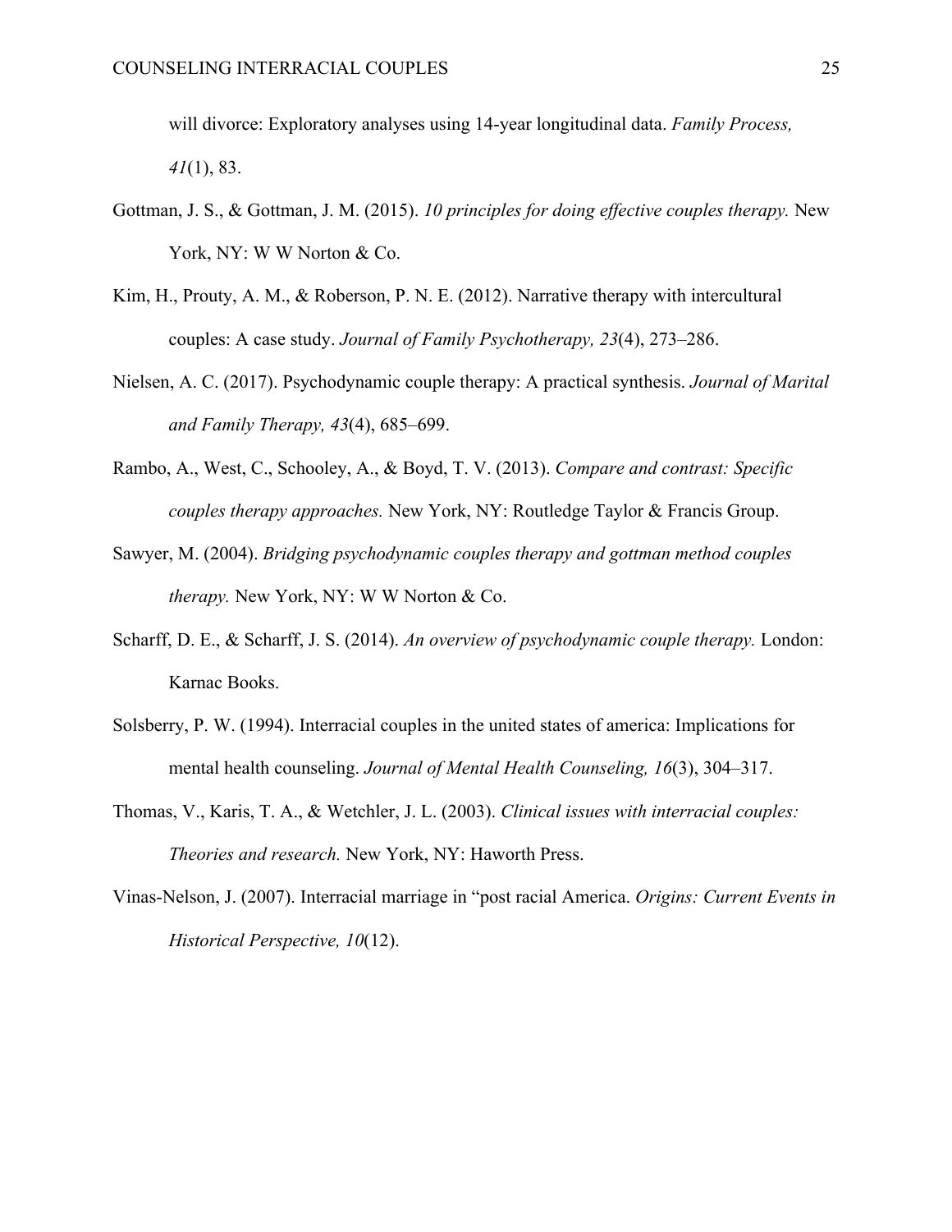will divorce: Exploratory analyses using 14-year longitudinal data. *Family Process, 41*(1), 83.

Gottman, J. S., & Gottman, J. M. (2015). *10 principles for doing effective couples therapy.* New York, NY: W W Norton & Co.

Kim, H., Prouty, A. M., & Roberson, P. N. E. (2012). Narrative therapy with intercultural couples: A case study. *Journal of Family Psychotherapy, 23*(4), 273–286.

Nielsen, A. C. (2017). Psychodynamic couple therapy: A practical synthesis. *Journal of Marital and Family Therapy, 43*(4), 685–699.

Rambo, A., West, C., Schooley, A., & Boyd, T. V. (2013). *Compare and contrast: Specific couples therapy approaches.* New York, NY: Routledge Taylor & Francis Group.

Sawyer, M. (2004). *Bridging psychodynamic couples therapy and gottman method couples therapy.* New York, NY: W W Norton & Co.

Scharff, D. E., & Scharff, J. S. (2014). *An overview of psychodynamic couple therapy.* London: Karnac Books.

Solsberry, P. W. (1994). Interracial couples in the united states of america: Implications for mental health counseling. *Journal of Mental Health Counseling, 16*(3), 304–317.

Thomas, V., Karis, T. A., & Wetchler, J. L. (2003). *Clinical issues with interracial couples: Theories and research.* New York, NY: Haworth Press.

Vinas-Nelson, J. (2007). Interracial marriage in "post racial America. *Origins: Current Events in Historical Perspective, 10*(12).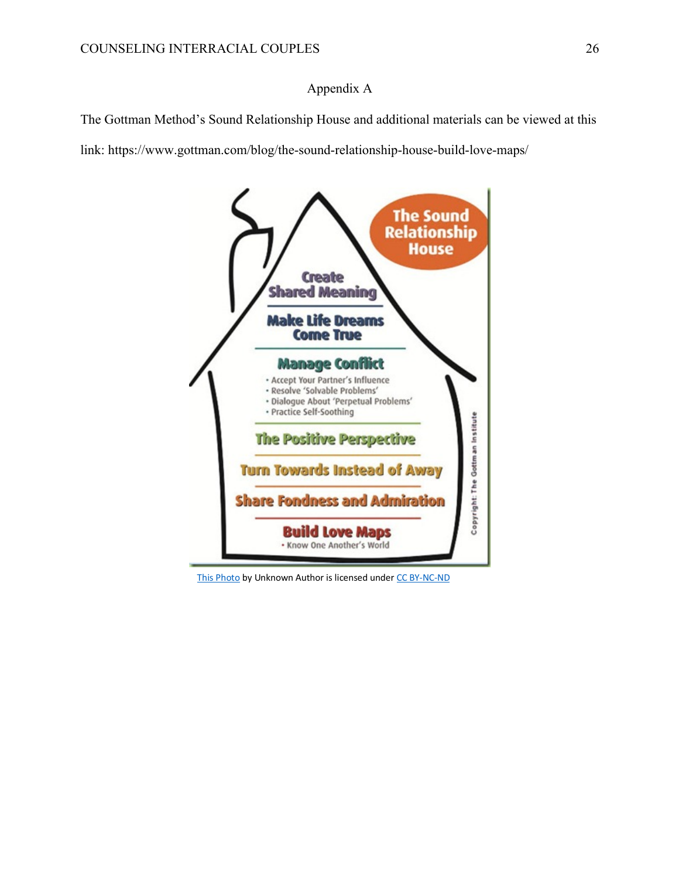# Appendix A

The Gottman Method's Sound Relationship House and additional materials can be viewed at this link: https://www.gottman.com/blog/the-sound-relationship-house-build-love-maps/

The Sound Relationship House

Create Shared Meaning

Make Life Dreams Come True

Manage Conflict
- Accept Your Partner's Influence
- Resolve 'Solvable Problems'
- Dialogue About 'Perpetual Problems'
- Practice Self-Soothing

The Positive Perspective

Turn Towards Instead of Away

Share Fondness and Admiration

Build Love Maps
- Know One Another's World

Copyright: The Gottman Institute

This Photo by Unknown Author is licensed under CC BY-NC-ND